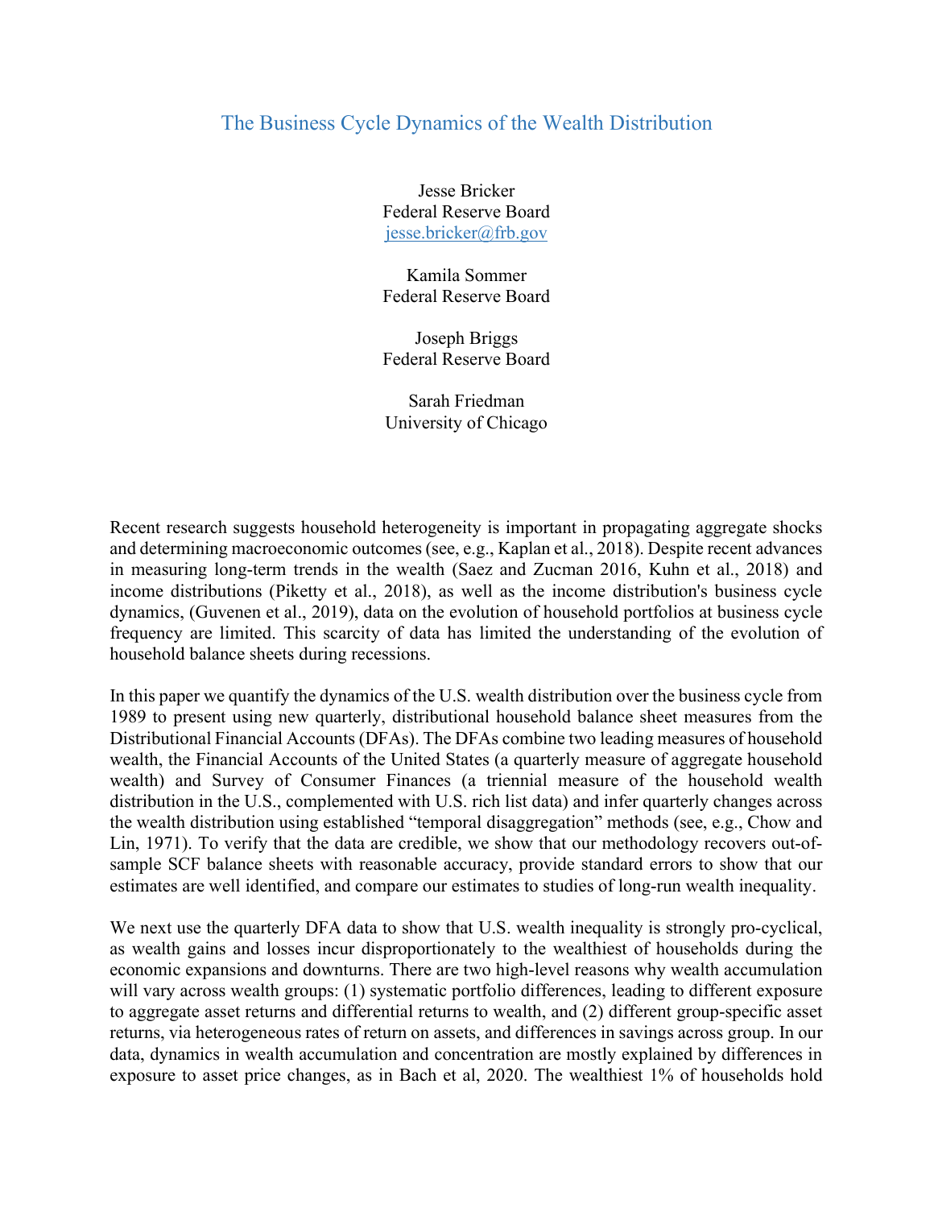# The Business Cycle Dynamics of the Wealth Distribution

Jesse Bricker
Federal Reserve Board
jesse.bricker@frb.gov

Kamila Sommer
Federal Reserve Board

Joseph Briggs
Federal Reserve Board

Sarah Friedman
University of Chicago

Recent research suggests household heterogeneity is important in propagating aggregate shocks and determining macroeconomic outcomes (see, e.g., Kaplan et al., 2018). Despite recent advances in measuring long-term trends in the wealth (Saez and Zucman 2016, Kuhn et al., 2018) and income distributions (Piketty et al., 2018), as well as the income distribution's business cycle dynamics, (Guvenen et al., 2019), data on the evolution of household portfolios at business cycle frequency are limited. This scarcity of data has limited the understanding of the evolution of household balance sheets during recessions.

In this paper we quantify the dynamics of the U.S. wealth distribution over the business cycle from 1989 to present using new quarterly, distributional household balance sheet measures from the Distributional Financial Accounts (DFAs). The DFAs combine two leading measures of household wealth, the Financial Accounts of the United States (a quarterly measure of aggregate household wealth) and Survey of Consumer Finances (a triennial measure of the household wealth distribution in the U.S., complemented with U.S. rich list data) and infer quarterly changes across the wealth distribution using established "temporal disaggregation" methods (see, e.g., Chow and Lin, 1971). To verify that the data are credible, we show that our methodology recovers out-of-sample SCF balance sheets with reasonable accuracy, provide standard errors to show that our estimates are well identified, and compare our estimates to studies of long-run wealth inequality.

We next use the quarterly DFA data to show that U.S. wealth inequality is strongly pro-cyclical, as wealth gains and losses incur disproportionately to the wealthiest of households during the economic expansions and downturns. There are two high-level reasons why wealth accumulation will vary across wealth groups: (1) systematic portfolio differences, leading to different exposure to aggregate asset returns and differential returns to wealth, and (2) different group-specific asset returns, via heterogeneous rates of return on assets, and differences in savings across group. In our data, dynamics in wealth accumulation and concentration are mostly explained by differences in exposure to asset price changes, as in Bach et al, 2020. The wealthiest 1% of households hold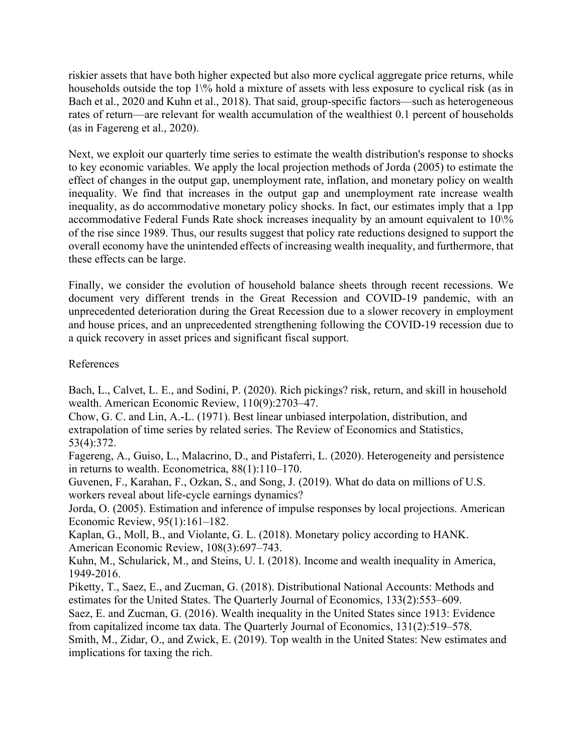riskier assets that have both higher expected but also more cyclical aggregate price returns, while households outside the top 1\% hold a mixture of assets with less exposure to cyclical risk (as in Bach et al., 2020 and Kuhn et al., 2018). That said, group-specific factors—such as heterogeneous rates of return—are relevant for wealth accumulation of the wealthiest 0.1 percent of households (as in Fagereng et al., 2020).

Next, we exploit our quarterly time series to estimate the wealth distribution's response to shocks to key economic variables. We apply the local projection methods of Jorda (2005) to estimate the effect of changes in the output gap, unemployment rate, inflation, and monetary policy on wealth inequality. We find that increases in the output gap and unemployment rate increase wealth inequality, as do accommodative monetary policy shocks. In fact, our estimates imply that a 1pp accommodative Federal Funds Rate shock increases inequality by an amount equivalent to 10\% of the rise since 1989. Thus, our results suggest that policy rate reductions designed to support the overall economy have the unintended effects of increasing wealth inequality, and furthermore, that these effects can be large.

Finally, we consider the evolution of household balance sheets through recent recessions. We document very different trends in the Great Recession and COVID-19 pandemic, with an unprecedented deterioration during the Great Recession due to a slower recovery in employment and house prices, and an unprecedented strengthening following the COVID-19 recession due to a quick recovery in asset prices and significant fiscal support.

References

Bach, L., Calvet, L. E., and Sodini, P. (2020). Rich pickings? risk, return, and skill in household wealth. American Economic Review, 110(9):2703–47.
Chow, G. C. and Lin, A.-L. (1971). Best linear unbiased interpolation, distribution, and extrapolation of time series by related series. The Review of Economics and Statistics, 53(4):372.
Fagereng, A., Guiso, L., Malacrino, D., and Pistaferri, L. (2020). Heterogeneity and persistence in returns to wealth. Econometrica, 88(1):110–170.
Guvenen, F., Karahan, F., Ozkan, S., and Song, J. (2019). What do data on millions of U.S. workers reveal about life-cycle earnings dynamics?
Jorda, O. (2005). Estimation and inference of impulse responses by local projections. American Economic Review, 95(1):161–182.
Kaplan, G., Moll, B., and Violante, G. L. (2018). Monetary policy according to HANK. American Economic Review, 108(3):697–743.
Kuhn, M., Schularick, M., and Steins, U. I. (2018). Income and wealth inequality in America, 1949-2016.
Piketty, T., Saez, E., and Zucman, G. (2018). Distributional National Accounts: Methods and estimates for the United States. The Quarterly Journal of Economics, 133(2):553–609.
Saez, E. and Zucman, G. (2016). Wealth inequality in the United States since 1913: Evidence from capitalized income tax data. The Quarterly Journal of Economics, 131(2):519–578.
Smith, M., Zidar, O., and Zwick, E. (2019). Top wealth in the United States: New estimates and implications for taxing the rich.